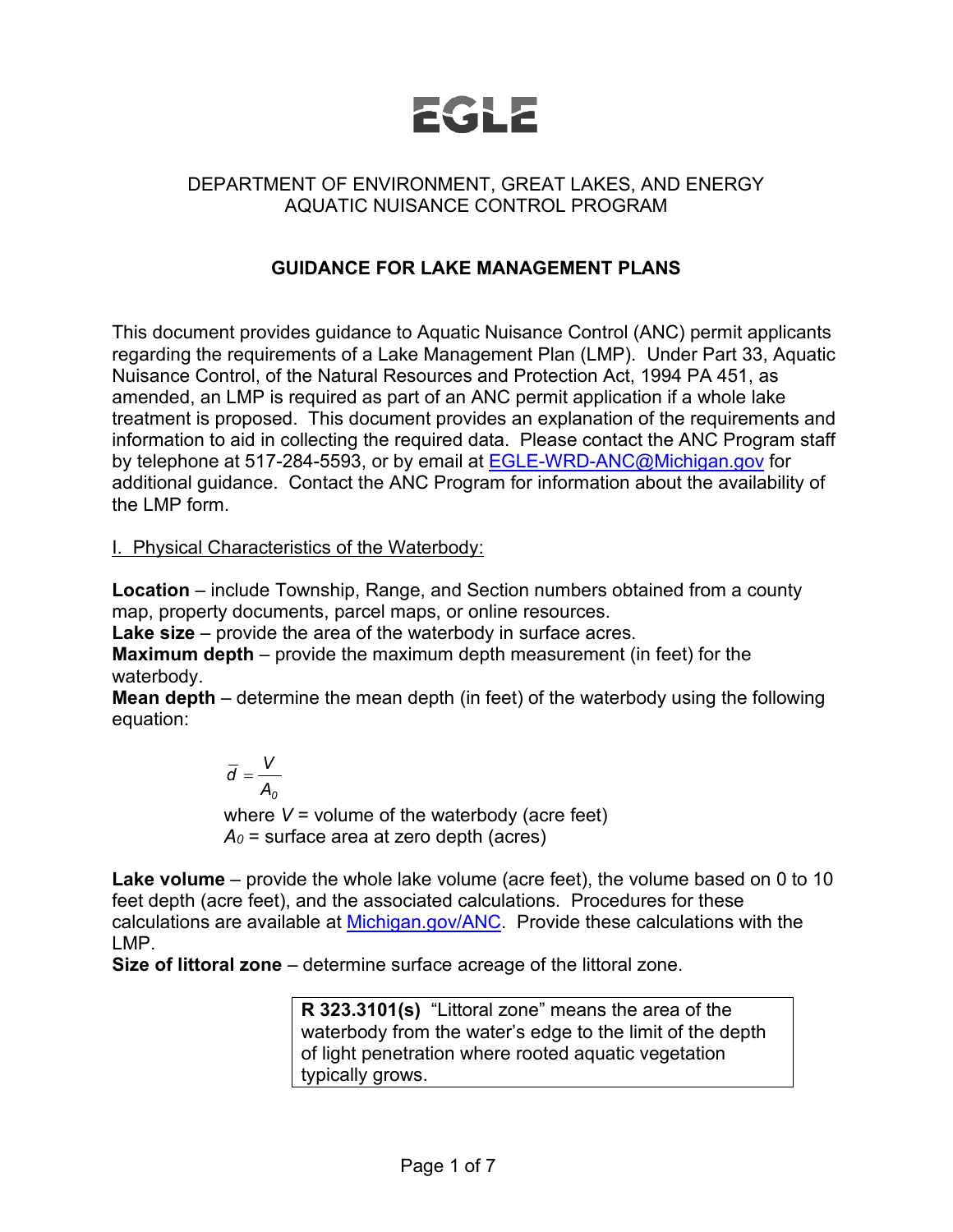# EGLE

DEPARTMENT OF ENVIRONMENT, GREAT LAKES, AND ENERGY
AQUATIC NUISANCE CONTROL PROGRAM

## GUIDANCE FOR LAKE MANAGEMENT PLANS

This document provides guidance to Aquatic Nuisance Control (ANC) permit applicants regarding the requirements of a Lake Management Plan (LMP). Under Part 33, Aquatic Nuisance Control, of the Natural Resources and Protection Act, 1994 PA 451, as amended, an LMP is required as part of an ANC permit application if a whole lake treatment is proposed. This document provides an explanation of the requirements and information to aid in collecting the required data. Please contact the ANC Program staff by telephone at 517-284-5593, or by email at [EGLE-WRD-ANC@Michigan.gov](mailto:EGLE-WRD-ANC@Michigan.gov) for additional guidance. Contact the ANC Program for information about the availability of the LMP form.

### I. Physical Characteristics of the Waterbody:

**Location** – include Township, Range, and Section numbers obtained from a county map, property documents, parcel maps, or online resources.

**Lake size** – provide the area of the waterbody in surface acres.

**Maximum depth** – provide the maximum depth measurement (in feet) for the waterbody.

**Mean depth** – determine the mean depth (in feet) of the waterbody using the following equation:

$$\bar{d} = \frac{V}{A_0}$$

where $V$ = volume of the waterbody (acre feet)
$A_0$ = surface area at zero depth (acres)

**Lake volume** – provide the whole lake volume (acre feet), the volume based on 0 to 10 feet depth (acre feet), and the associated calculations. Procedures for these calculations are available at [Michigan.gov/ANC](http://Michigan.gov/ANC). Provide these calculations with the LMP.

**Size of littoral zone** – determine surface acreage of the littoral zone.

> **R 323.3101(s)** "Littoral zone" means the area of the waterbody from the water's edge to the limit of the depth of light penetration where rooted aquatic vegetation typically grows.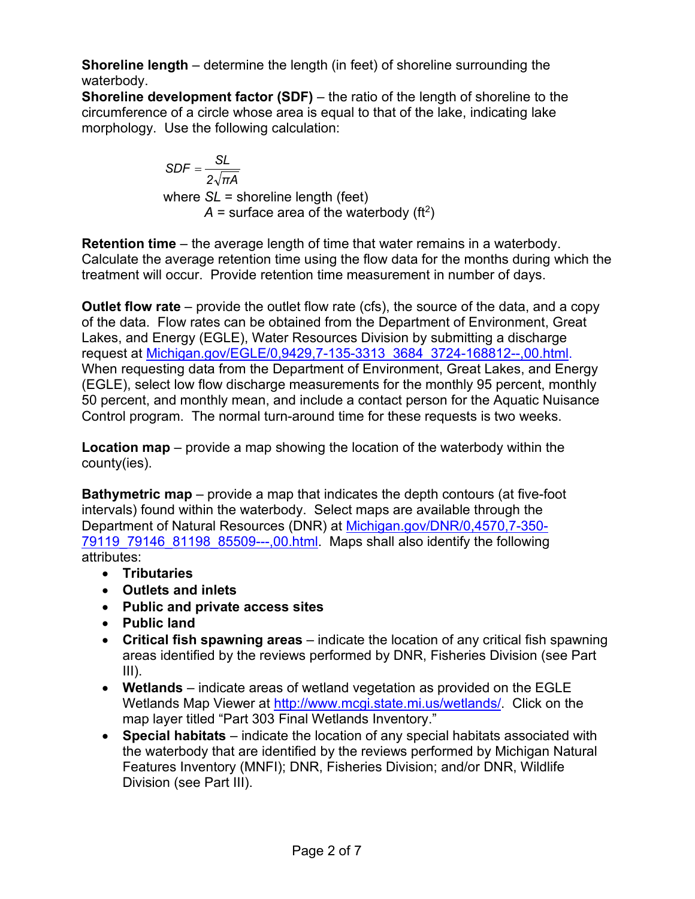**Shoreline length** – determine the length (in feet) of shoreline surrounding the waterbody.

**Shoreline development factor (SDF)** – the ratio of the length of shoreline to the circumference of a circle whose area is equal to that of the lake, indicating lake morphology. Use the following calculation:

$$SDF = \frac{SL}{2\sqrt{\pi A}}$$

where $SL$ = shoreline length (feet)
$A$ = surface area of the waterbody ($ft^2$)

**Retention time** – the average length of time that water remains in a waterbody. Calculate the average retention time using the flow data for the months during which the treatment will occur. Provide retention time measurement in number of days.

**Outlet flow rate** – provide the outlet flow rate (cfs), the source of the data, and a copy of the data. Flow rates can be obtained from the Department of Environment, Great Lakes, and Energy (EGLE), Water Resources Division by submitting a discharge request at Michigan.gov/EGLE/0,9429,7-135-3313_3684_3724-168812--,00.html. When requesting data from the Department of Environment, Great Lakes, and Energy (EGLE), select low flow discharge measurements for the monthly 95 percent, monthly 50 percent, and monthly mean, and include a contact person for the Aquatic Nuisance Control program. The normal turn-around time for these requests is two weeks.

**Location map** – provide a map showing the location of the waterbody within the county(ies).

**Bathymetric map** – provide a map that indicates the depth contours (at five-foot intervals) found within the waterbody. Select maps are available through the Department of Natural Resources (DNR) at Michigan.gov/DNR/0,4570,7-350-79119_79146_81198_85509---,00.html. Maps shall also identify the following attributes:

- **Tributaries**
- **Outlets and inlets**
- **Public and private access sites**
- **Public land**
- **Critical fish spawning areas** – indicate the location of any critical fish spawning areas identified by the reviews performed by DNR, Fisheries Division (see Part III).
- **Wetlands** – indicate areas of wetland vegetation as provided on the EGLE Wetlands Map Viewer at http://www.mcgi.state.mi.us/wetlands/. Click on the map layer titled "Part 303 Final Wetlands Inventory."
- **Special habitats** – indicate the location of any special habitats associated with the waterbody that are identified by the reviews performed by Michigan Natural Features Inventory (MNFI); DNR, Fisheries Division; and/or DNR, Wildlife Division (see Part III).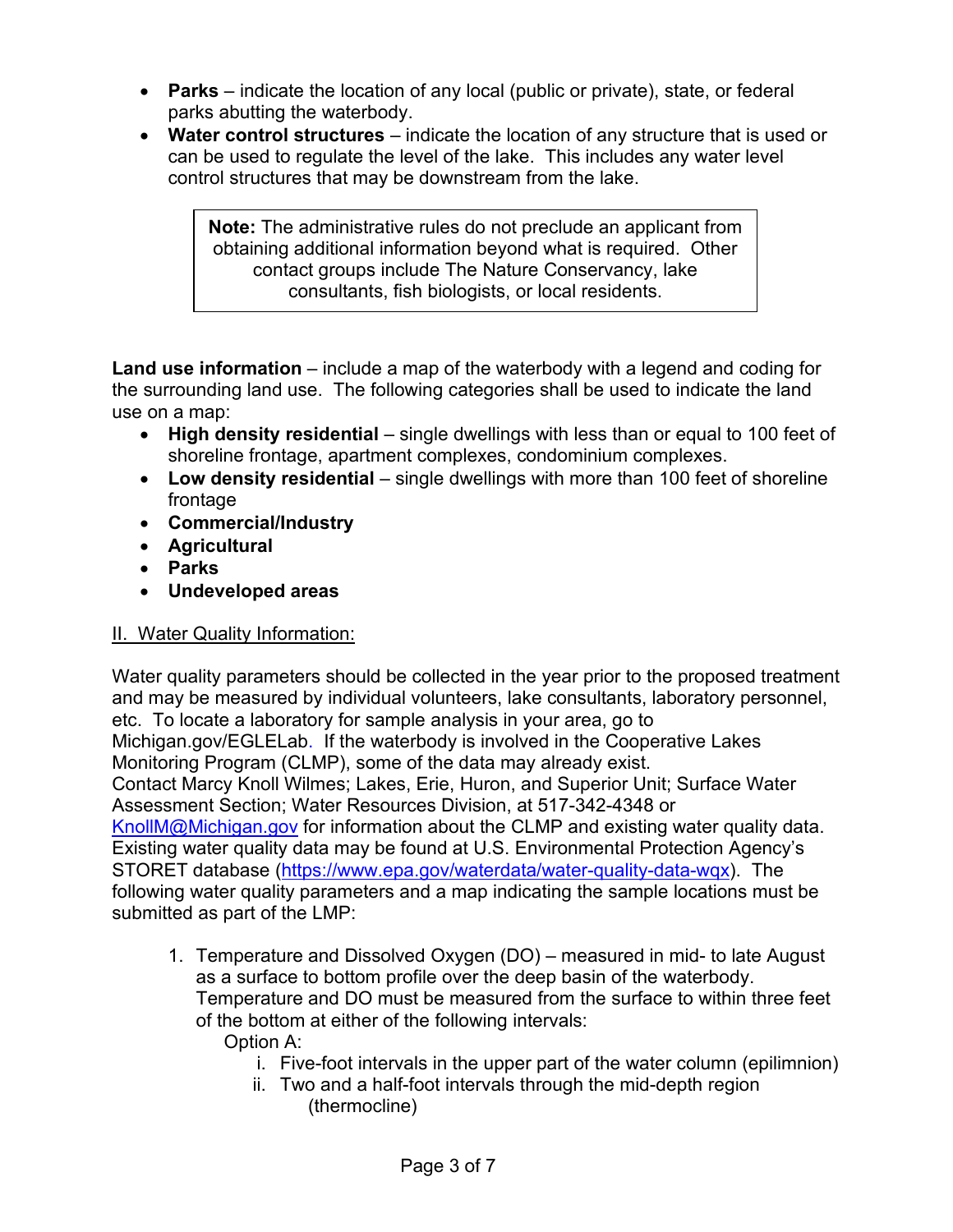- **Parks** – indicate the location of any local (public or private), state, or federal parks abutting the waterbody.
- **Water control structures** – indicate the location of any structure that is used or can be used to regulate the level of the lake. This includes any water level control structures that may be downstream from the lake.

> **Note:** The administrative rules do not preclude an applicant from obtaining additional information beyond what is required. Other contact groups include The Nature Conservancy, lake consultants, fish biologists, or local residents.

**Land use information** – include a map of the waterbody with a legend and coding for the surrounding land use. The following categories shall be used to indicate the land use on a map:

- **High density residential** – single dwellings with less than or equal to 100 feet of shoreline frontage, apartment complexes, condominium complexes.
- **Low density residential** – single dwellings with more than 100 feet of shoreline frontage
- **Commercial/Industry**
- **Agricultural**
- **Parks**
- **Undeveloped areas**

## II. Water Quality Information:

Water quality parameters should be collected in the year prior to the proposed treatment and may be measured by individual volunteers, lake consultants, laboratory personnel, etc. To locate a laboratory for sample analysis in your area, go to Michigan.gov/EGLELab. If the waterbody is involved in the Cooperative Lakes Monitoring Program (CLMP), some of the data may already exist. Contact Marcy Knoll Wilmes; Lakes, Erie, Huron, and Superior Unit; Surface Water Assessment Section; Water Resources Division, at 517-342-4348 or [KnollM@Michigan.gov](mailto:KnollM@Michigan.gov) for information about the CLMP and existing water quality data. Existing water quality data may be found at U.S. Environmental Protection Agency's STORET database ([https://www.epa.gov/waterdata/water-quality-data-wqx](https://www.epa.gov/waterdata/water-quality-data-wqx)). The following water quality parameters and a map indicating the sample locations must be submitted as part of the LMP:

1. Temperature and Dissolved Oxygen (DO) – measured in mid- to late August as a surface to bottom profile over the deep basin of the waterbody. Temperature and DO must be measured from the surface to within three feet of the bottom at either of the following intervals:

   Option A:

   i. Five-foot intervals in the upper part of the water column (epilimnion)

   ii. Two and a half-foot intervals through the mid-depth region (thermocline)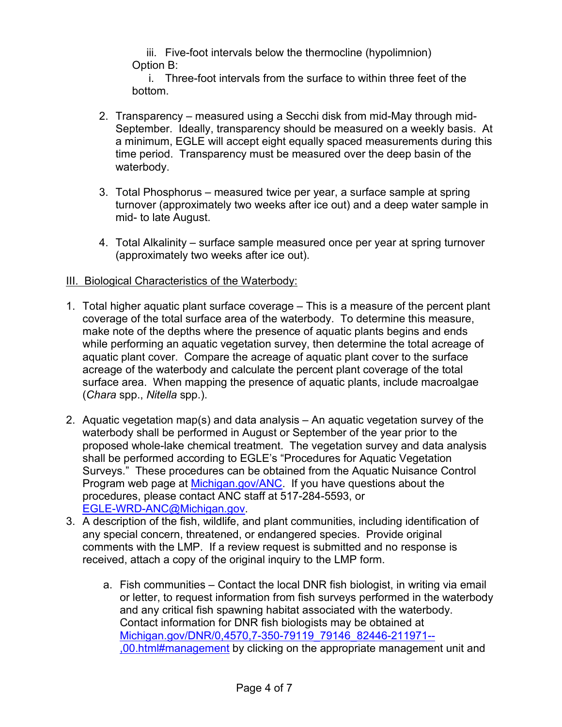iii. Five-foot intervals below the thermocline (hypolimnion)

   Option B:

   i. Three-foot intervals from the surface to within three feet of the bottom.

2. Transparency – measured using a Secchi disk from mid-May through mid-September. Ideally, transparency should be measured on a weekly basis. At a minimum, EGLE will accept eight equally spaced measurements during this time period. Transparency must be measured over the deep basin of the waterbody.

3. Total Phosphorus – measured twice per year, a surface sample at spring turnover (approximately two weeks after ice out) and a deep water sample in mid- to late August.

4. Total Alkalinity – surface sample measured once per year at spring turnover (approximately two weeks after ice out).

III. Biological Characteristics of the Waterbody:

1. Total higher aquatic plant surface coverage – This is a measure of the percent plant coverage of the total surface area of the waterbody. To determine this measure, make note of the depths where the presence of aquatic plants begins and ends while performing an aquatic vegetation survey, then determine the total acreage of aquatic plant cover. Compare the acreage of aquatic plant cover to the surface acreage of the waterbody and calculate the percent plant coverage of the total surface area. When mapping the presence of aquatic plants, include macroalgae (*Chara* spp., *Nitella* spp.).

2. Aquatic vegetation map(s) and data analysis – An aquatic vegetation survey of the waterbody shall be performed in August or September of the year prior to the proposed whole-lake chemical treatment. The vegetation survey and data analysis shall be performed according to EGLE's "Procedures for Aquatic Vegetation Surveys." These procedures can be obtained from the Aquatic Nuisance Control Program web page at [Michigan.gov/ANC](Michigan.gov/ANC). If you have questions about the procedures, please contact ANC staff at 517-284-5593, or [EGLE-WRD-ANC@Michigan.gov](mailto:EGLE-WRD-ANC@Michigan.gov).

3. A description of the fish, wildlife, and plant communities, including identification of any special concern, threatened, or endangered species. Provide original comments with the LMP. If a review request is submitted and no response is received, attach a copy of the original inquiry to the LMP form.

   a. Fish communities – Contact the local DNR fish biologist, in writing via email or letter, to request information from fish surveys performed in the waterbody and any critical fish spawning habitat associated with the waterbody. Contact information for DNR fish biologists may be obtained at [Michigan.gov/DNR/0,4570,7-350-79119_79146_82446-211971--,00.html#management](Michigan.gov/DNR/0,4570,7-350-79119_79146_82446-211971--,00.html#management) by clicking on the appropriate management unit and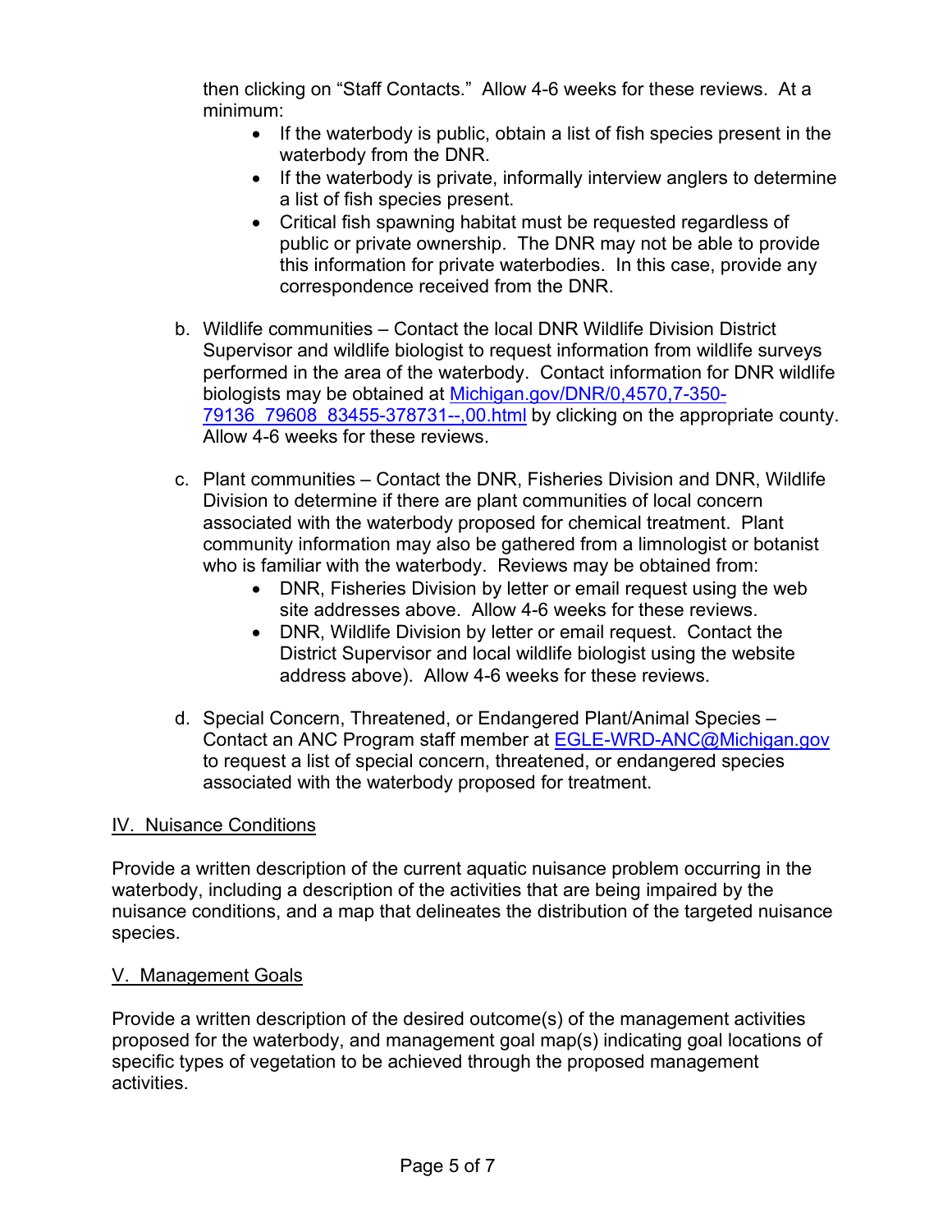then clicking on "Staff Contacts." Allow 4-6 weeks for these reviews. At a minimum:

- If the waterbody is public, obtain a list of fish species present in the waterbody from the DNR.
- If the waterbody is private, informally interview anglers to determine a list of fish species present.
- Critical fish spawning habitat must be requested regardless of public or private ownership. The DNR may not be able to provide this information for private waterbodies. In this case, provide any correspondence received from the DNR.

b. Wildlife communities – Contact the local DNR Wildlife Division District Supervisor and wildlife biologist to request information from wildlife surveys performed in the area of the waterbody. Contact information for DNR wildlife biologists may be obtained at [Michigan.gov/DNR/0,4570,7-350-79136_79608_83455-378731--,00.html](Michigan.gov/DNR/0,4570,7-350-79136_79608_83455-378731--,00.html) by clicking on the appropriate county. Allow 4-6 weeks for these reviews.

c. Plant communities – Contact the DNR, Fisheries Division and DNR, Wildlife Division to determine if there are plant communities of local concern associated with the waterbody proposed for chemical treatment. Plant community information may also be gathered from a limnologist or botanist who is familiar with the waterbody. Reviews may be obtained from:

- DNR, Fisheries Division by letter or email request using the web site addresses above. Allow 4-6 weeks for these reviews.
- DNR, Wildlife Division by letter or email request. Contact the District Supervisor and local wildlife biologist using the website address above). Allow 4-6 weeks for these reviews.

d. Special Concern, Threatened, or Endangered Plant/Animal Species – Contact an ANC Program staff member at [EGLE-WRD-ANC@Michigan.gov](mailto:EGLE-WRD-ANC@Michigan.gov) to request a list of special concern, threatened, or endangered species associated with the waterbody proposed for treatment.

## IV. Nuisance Conditions

Provide a written description of the current aquatic nuisance problem occurring in the waterbody, including a description of the activities that are being impaired by the nuisance conditions, and a map that delineates the distribution of the targeted nuisance species.

## V. Management Goals

Provide a written description of the desired outcome(s) of the management activities proposed for the waterbody, and management goal map(s) indicating goal locations of specific types of vegetation to be achieved through the proposed management activities.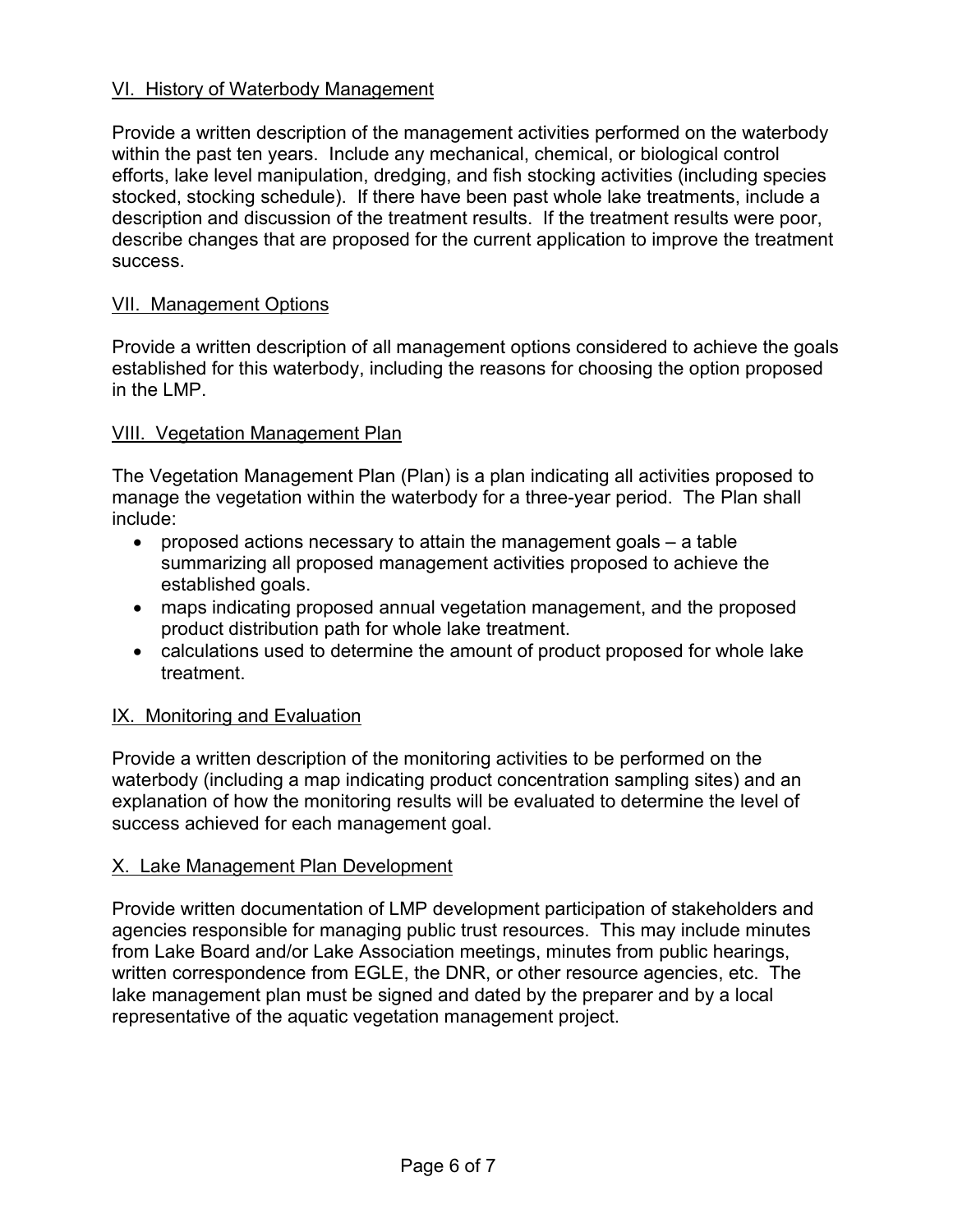## VI. History of Waterbody Management

Provide a written description of the management activities performed on the waterbody within the past ten years. Include any mechanical, chemical, or biological control efforts, lake level manipulation, dredging, and fish stocking activities (including species stocked, stocking schedule). If there have been past whole lake treatments, include a description and discussion of the treatment results. If the treatment results were poor, describe changes that are proposed for the current application to improve the treatment success.

## VII. Management Options

Provide a written description of all management options considered to achieve the goals established for this waterbody, including the reasons for choosing the option proposed in the LMP.

## VIII. Vegetation Management Plan

The Vegetation Management Plan (Plan) is a plan indicating all activities proposed to manage the vegetation within the waterbody for a three-year period. The Plan shall include:

- proposed actions necessary to attain the management goals – a table summarizing all proposed management activities proposed to achieve the established goals.
- maps indicating proposed annual vegetation management, and the proposed product distribution path for whole lake treatment.
- calculations used to determine the amount of product proposed for whole lake treatment.

## IX. Monitoring and Evaluation

Provide a written description of the monitoring activities to be performed on the waterbody (including a map indicating product concentration sampling sites) and an explanation of how the monitoring results will be evaluated to determine the level of success achieved for each management goal.

## X. Lake Management Plan Development

Provide written documentation of LMP development participation of stakeholders and agencies responsible for managing public trust resources. This may include minutes from Lake Board and/or Lake Association meetings, minutes from public hearings, written correspondence from EGLE, the DNR, or other resource agencies, etc. The lake management plan must be signed and dated by the preparer and by a local representative of the aquatic vegetation management project.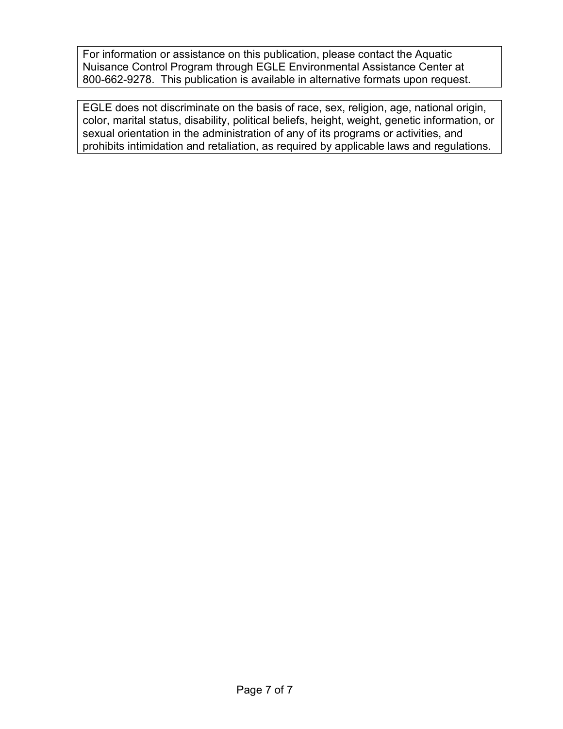For information or assistance on this publication, please contact the Aquatic Nuisance Control Program through EGLE Environmental Assistance Center at 800-662-9278. This publication is available in alternative formats upon request.

EGLE does not discriminate on the basis of race, sex, religion, age, national origin, color, marital status, disability, political beliefs, height, weight, genetic information, or sexual orientation in the administration of any of its programs or activities, and prohibits intimidation and retaliation, as required by applicable laws and regulations.